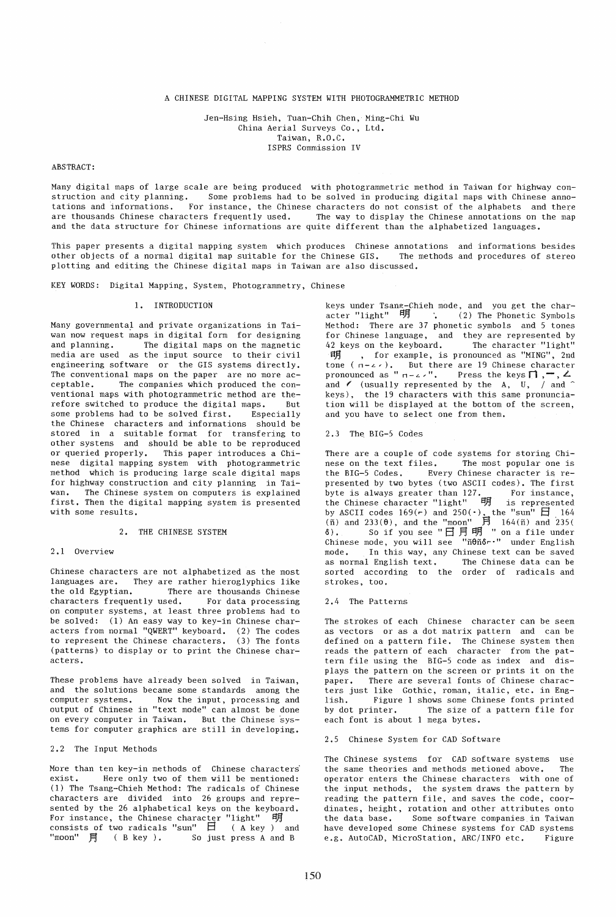# A CHINESE DIGITAL MAPPING SYSTEM WITH PHOTOGRAMMETRIC METHOD

Jen-Hsing Hsieh, Tuan-Chih Chen, Ming-Chi Wu
China Aerial Surveys Co., Ltd.
Taiwan, R.O.C.
ISPRS Commission IV

ABSTRACT:

Many digital maps of large scale are being produced with photogrammetric method in Taiwan for highway construction and city planning. Some problems had to be solved in producing digital maps with Chinese annotations and informations. For instance, the Chinese characters do not consist of the alphabets and there are thousands Chinese characters frequently used. The way to display the Chinese annotations on the map and the data structure for Chinese informations are quite different than the alphabetized languages.

This paper presents a digital mapping system which produces Chinese annotations and informations besides other objects of a normal digital map suitable for the Chinese GIS. The methods and procedures of stereo plotting and editing the Chinese digital maps in Taiwan are also discussed.

KEY WORDS: Digital Mapping, System, Photogrammetry, Chinese

## 1. INTRODUCTION

Many governmental and private organizations in Taiwan now request maps in digital form for designing and planning. The digital maps on the magnetic media are used as the input source to their civil engineering software or the GIS systems directly. The conventional maps on the paper are no more acceptable. The companies which produced the conventional maps with photogrammetric method are therefore switched to produce the digital maps. But some problems had to be solved first. Especially the Chinese characters and informations should be stored in a suitable format for transfering to other systems and should be able to be reproduced or queried properly. This paper introduces a Chinese digital mapping system with photogrammetric method which is producing large scale digital maps for highway construction and city planning in Taiwan. The Chinese system on computers is explained first. Then the digital mapping system is presented with some results.

## 2. THE CHINESE SYSTEM

### 2.1 Overview

Chinese characters are not alphabetized as the most languages are. They are rather hieroglyphics like the old Egyptian. There are thousands Chinese characters frequently used. For data processing on computer systems, at least three problems had to be solved: (1) An easy way to key-in Chinese characters from normal "QWERT" keyboard. (2) The codes to represent the Chinese characters. (3) The fonts (patterns) to display or to print the Chinese characters.

These problems have already been solved in Taiwan, and the solutions became some standards among the computer systems. Now the input, processing and output of Chinese in "text mode" can almost be done on every computer in Taiwan. But the Chinese systems for computer graphics are still in developing.

### 2.2 The Input Methods

More than ten key-in methods of Chinese characters exist. Here only two of them will be mentioned: (1) The Tsang-Chieh Method: The radicals of Chinese characters are divided into 26 groups and represented by the 26 alphabetical keys on the keyboard. For instance, the Chinese character "light" 明 consists of two radicals "sun" 日 ( A key ) and "moon" 月 ( B key ). So just press A and B keys under Tsang-Chieh mode, and you get the character "light" 明. (2) The Phonetic Symbols Method: There are 37 phonetic symbols and 5 tones for Chinese language, and they are represented by 42 keys on the keyboard. The character "light" 明, for example, is pronounced as "MING", 2nd tone ( ㄇㄧㄥˊ ). But there are 19 Chinese character pronounced as "ㄇㄧㄥˊ". Press the keys ㄇ, ㄧ, ㄥ and ˊ (usually represented by the A, U, / and ^ keys), the 19 characters with this same pronunciation will be displayed at the bottom of the screen, and you have to select one from them.

### 2.3 The BIG-5 Codes

There are a couple of code systems for storing Chinese on the text files. The most popular one is the BIG-5 Codes. Every Chinese character is represented by two bytes (two ASCII codes). The first byte is always greater than 127. For instance, the Chinese character "light" 明 is represented by ASCII codes 169(⌐) and 250(·), the "sun" 日 164 (ñ) and 233(Θ), and the "moon" 月 164(ñ) and 235(δ). So if you see "日月明" on a file under Chinese mode, you will see "ñΘñδ⌐·" under English mode. In this way, any Chinese text can be saved as normal English text. The Chinese data can be sorted according to the order of radicals and strokes, too.

### 2.4 The Patterns

The strokes of each Chinese character can be seem as vectors or as a dot matrix pattern and can be defined on a pattern file. The Chinese system then reads the pattern of each character from the pattern file using the BIG-5 code as index and displays the pattern on the screen or prints it on the paper. There are several fonts of Chinese characters just like Gothic, roman, italic, etc. in English. Figure 1 shows some Chinese fonts printed by dot printer. The size of a pattern file for each font is about 1 mega bytes.

### 2.5 Chinese System for CAD Software

The Chinese systems for CAD software systems use the same theories and methods metioned above. The operator enters the Chinese characters with one of the input methods, the system draws the pattern by reading the pattern file, and saves the code, coordinates, height, rotation and other attributes onto the data base. Some software companies in Taiwan have developed some Chinese systems for CAD systems e.g. AutoCAD, MicroStation, ARC/INFO etc. Figure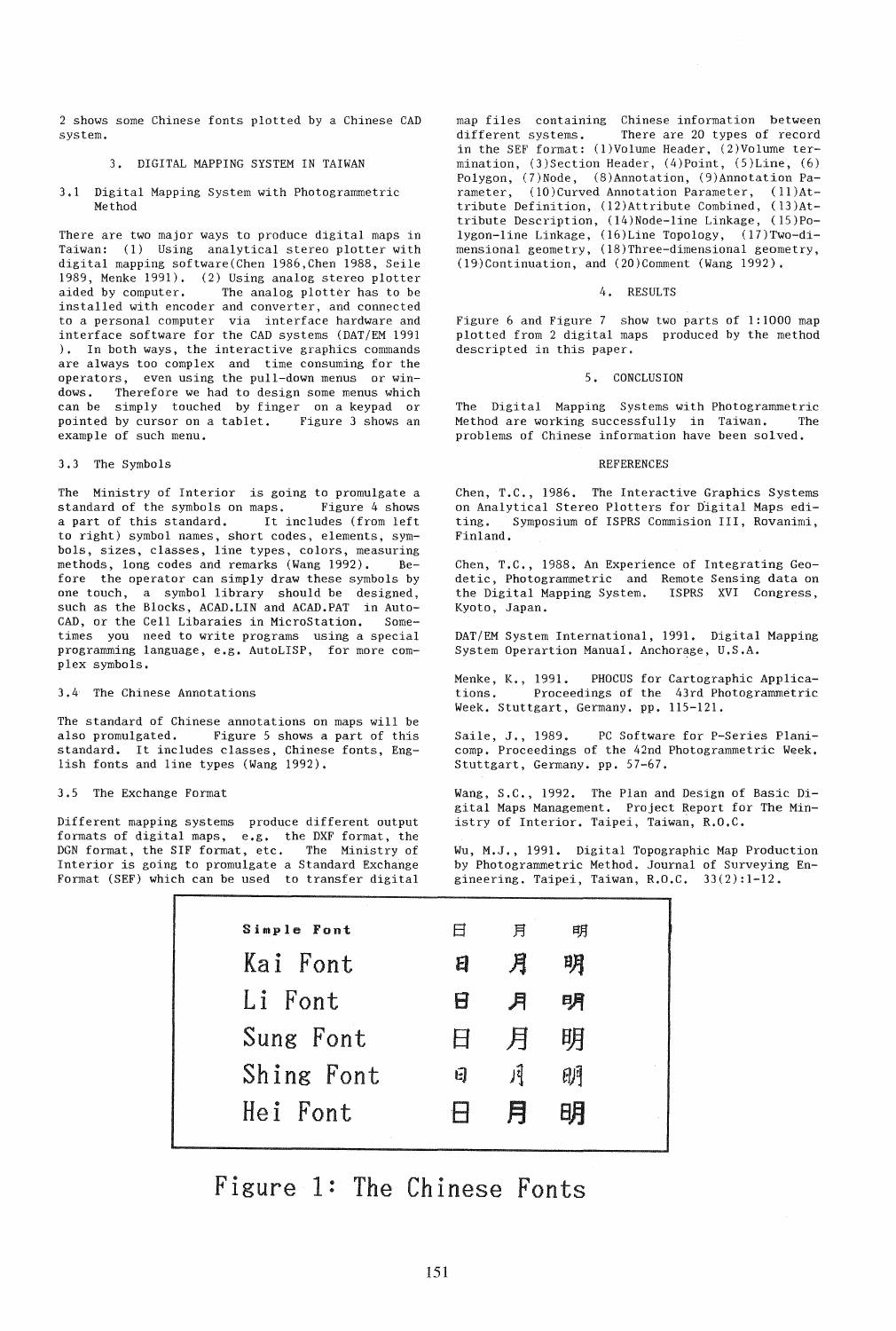2 shows some Chinese fonts plotted by a Chinese CAD system.

## 3. DIGITAL MAPPING SYSTEM IN TAIWAN

### 3.1 Digital Mapping System with Photogrammetric Method

There are two major ways to produce digital maps in Taiwan: (1) Using analytical stereo plotter with digital mapping software(Chen 1986,Chen 1988, Seile 1989, Menke 1991). (2) Using analog stereo plotter aided by computer. The analog plotter has to be installed with encoder and converter, and connected to a personal computer via interface hardware and interface software for the CAD systems (DAT/EM 1991 ). In both ways, the interactive graphics commands are always too complex and time consuming for the operators, even using the pull-down menus or windows. Therefore we had to design some menus which can be simply touched by finger on a keypad or pointed by cursor on a tablet. Figure 3 shows an example of such menu.

### 3.3 The Symbols

The Ministry of Interior is going to promulgate a standard of the symbols on maps. Figure 4 shows a part of this standard. It includes (from left to right) symbol names, short codes, elements, symbols, sizes, classes, line types, colors, measuring methods, long codes and remarks (Wang 1992). Before the operator can simply draw these symbols by one touch, a symbol library should be designed, such as the Blocks, ACAD.LIN and ACAD.PAT in AutoCAD, or the Cell Libaraies in MicroStation. Sometimes you need to write programs using a special programming language, e.g. AutoLISP, for more complex symbols.

### 3.4 The Chinese Annotations

The standard of Chinese annotations on maps will be also promulgated. Figure 5 shows a part of this standard. It includes classes, Chinese fonts, English fonts and line types (Wang 1992).

### 3.5 The Exchange Format

Different mapping systems produce different output formats of digital maps, e.g. the DXF format, the DGN format, the SIF format, etc. The Ministry of Interior is going to promulgate a Standard Exchange Format (SEF) which can be used to transfer digital map files containing Chinese information between different systems. There are 20 types of record in the SEF format: (1)Volume Header, (2)Volume termination, (3)Section Header, (4)Point, (5)Line, (6) Polygon, (7)Node, (8)Annotation, (9)Annotation Parameter, (10)Curved Annotation Parameter, (11)Attribute Definition, (12)Attribute Combined, (13)Attribute Description, (14)Node-line Linkage, (15)Polygon-line Linkage, (16)Line Topology, (17)Two-dimensional geometry, (18)Three-dimensional geometry, (19)Continuation, and (20)Comment (Wang 1992).

## 4. RESULTS

Figure 6 and Figure 7 show two parts of 1:1000 map plotted from 2 digital maps produced by the method descripted in this paper.

## 5. CONCLUSION

The Digital Mapping Systems with Photogrammetric Method are working successfully in Taiwan. The problems of Chinese information have been solved.

## REFERENCES

Chen, T.C., 1986. The Interactive Graphics Systems on Analytical Stereo Plotters for Digital Maps editing. Symposium of ISPRS Commision III, Rovanimi, Finland.

Chen, T.C., 1988. An Experience of Integrating Geodetic, Photogrammetric and Remote Sensing data on the Digital Mapping System. ISPRS XVI Congress, Kyoto, Japan.

DAT/EM System International, 1991. Digital Mapping System Operartion Manual. Anchorage, U.S.A.

Menke, K., 1991. PHOCUS for Cartographic Applications. Proceedings of the 43rd Photogrammetric Week. Stuttgart, Germany. pp. 115-121.

Saile, J., 1989. PC Software for P-Series Planicomp. Proceedings of the 42nd Photogrammetric Week. Stuttgart, Germany. pp. 57-67.

Wang, S.C., 1992. The Plan and Design of Basic Digital Maps Management. Project Report for The Ministry of Interior. Taipei, Taiwan, R.O.C.

Wu, M.J., 1991. Digital Topographic Map Production by Photogrammetric Method. Journal of Surveying Engineering. Taipei, Taiwan, R.O.C. 33(2):1-12.

| | | | |
|---|---|---|---|
| Simple Font | 日 | 月 | 明 |
| Kai Font | 日 | 月 | 明 |
| Li Font | 日 | 月 | 明 |
| Sung Font | 日 | 月 | 明 |
| Shing Font | 日 | 月 | 明 |
| Hei Font | 日 | 月 | 明 |

Figure 1: The Chinese Fonts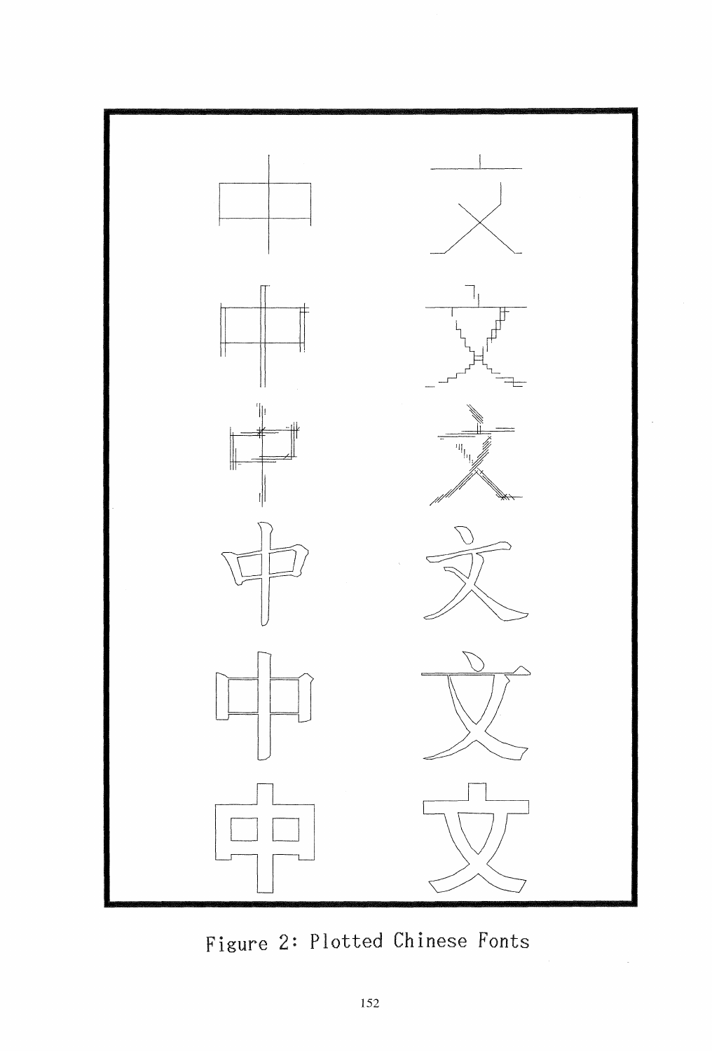Figure 2: Plotted Chinese Fonts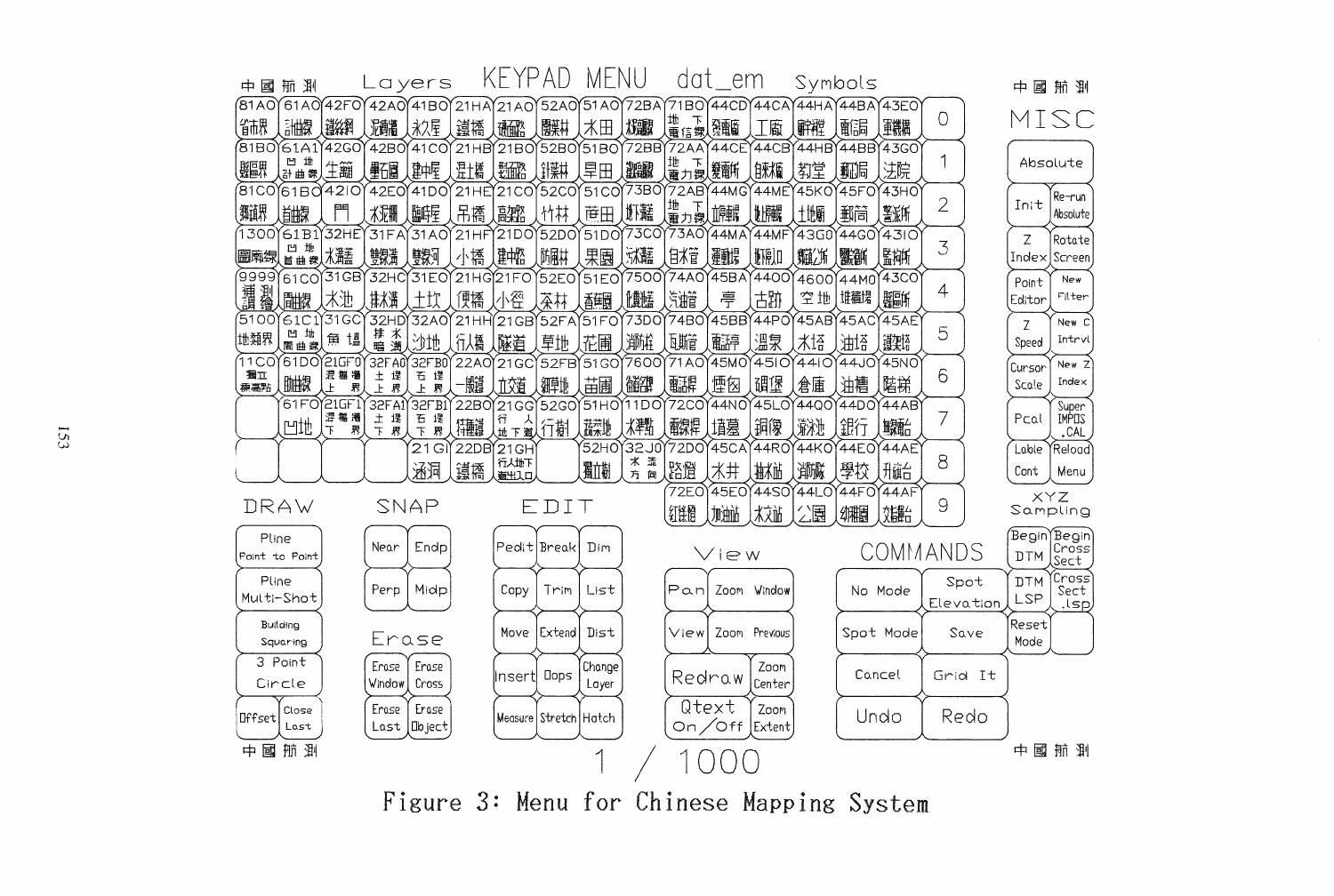中國航測

## Layers KEYPAD MENU dat_em Symbols

| | | | | | | | | | | | | | | | |
|---|---|---|---|---|---|---|---|---|---|---|---|---|---|---|---|
| 81A0 省市界 | 61A0 計曲線 | 42F0 鐵絲網 | 42A0 混凝土牆 | 41B0 永久屋 | 21HA 鐵橋 | 21A0 高速公路 | 52A0 闊葉林 | 51A0 水田 | 72BA 水塔線 | 71B0 地下電信線 | 44CD 發電廠 | 44CA 工廠 | 44HA 醉桿 | 44BA 電話局 | 43E0 軍機構 | 0 |
| 81B0 縣區界 | 61A1 凹地計曲線 | 42G0 生籬 | 42B0 圍牆 | 41C0 建中屋 | 21HB 混凝土橋 | 21B0 省道 | 52B0 針葉林 | 51B0 旱田 | 72BB 配電線 | 72AA 地下電力線 | 44CE 變電所 | 44CB 自來水廠 | 44HB 教堂 | 44BB 郵局 | 43G0 法院 | 1 |
| 81C0 鄉鎮界 | 61B0 首曲線 | 42I0 門 | 42E0 水泥欄 | 41D0 臨時屋 | 21HE 吊橋 | 21C0 高架路 | 52C0 竹林 | 51C0 荷田 | 73B0 排水溝 | 72AB 地下電力線 | 44MG 加油站 | 44ME 加水站 | 45K0 土地廟 | 45F0 郵筒 | 43H0 警察所 | 2 |
| 1300 圖廓線 | 61B1 凹地首曲線 | 32HE 水溝 | 31FA 雙線溝 | 31A0 雙線河 | 21HF 小橋 | 21D0 建中路 | 52D0 防風林 | 51D0 果園 | 73C0 水溝蓋 | 73A0 自來水管 | 44MA 運動場 | 44MF 加油站 | 43G0 郵政局 | 44G0 醫院 | 43I0 監獄 | 3 |
| 9999 補測 | 61C0 間曲線 | 31GB 水池 | 32HC 排水溝 | 31E0 土坎 | 21HG 便橋 | 21F0 小徑 | 52E0 茶林 | 51E0 香蕉園 | 7500 地籍點 | 74A0 污油管 | 45BA 亭 | 4400 古蹟 | 4600 空地 | 44M0 堆積場 | 43C0 監理所 | 4 |
| 5100 地類界 | 61C1 凹地間曲線 | 31GC 魚塭 | 32HD 排水暗溝 | 32A0 沙地 | 21HH 行人橋 | 21GB 隧道 | 52FA 草地 | 51F0 花圃 | 73D0 消防栓 | 74B0 瓦斯管 | 45BB 電話亭 | 44P0 溫泉 | 45AB 水塔 | 45AC 油塔 | 45AE 避雷塔 | 5 |
| 11C0 獨立標高點 | 61D0 助曲線 | 21GF0 混凝土牆上界 | 32FA0 土堤上界 | 32FB0 石堤上界 | 22A0 一般鐵路 | 21GC 立交道 | 52FB 細草地 | 51G0 苗圃 | 7600 控制點 | 71A0 電話桿 | 45M0 煙囪 | 45I0 碉堡 | 44I0 倉庫 | 44J0 油槽 | 45N0 階梯 | 6 |
| | 61F0 凹地 | 21GF1 混凝土牆下界 | 32FA1 土堤下界 | 32FB1 石堤下界 | 22B0 特種鐵路 | 21GG 行人地下道 | 52G0 行樹 | 51H0 蔬菜地 | 11D0 水準點 | 72C0 電線桿 | 44N0 墳墓 | 45L0 銅像 | 44Q0 游泳池 | 44D0 銀行 | 44AB 氣象站 | 7 |
| | | | | 21GI 涵洞 | 22DB 鐵橋 | 21GH 行人地下道出入口 | | 52H0 獨立樹 | 32J0 水流方向 | 72D0 路燈 | 45CA 水井 | 44R0 抽水站 | 44K0 消防隊 | 44E0 學校 | 44AE 升旗台 | 8 |
| | | | | | | | | | | 72E0 紅綠燈 | 45E0 加油站 | 44S0 太空站 | 44L0 公園 | 44F0 幼稚園 | 44AF 瞭望台 | 9 |

## MISC

| | |
|---|---|
| Absolute | |
| Init | Re-run Absolute |
| Z Index | Rotate Screen |
| Point Editor | New Filter |
| Z Speed | New C Intrvl |
| Cursor Scale | New Z Index |
| Pcal | Super IMPOS .CAL |
| Lable Cont | Reload Menu |

### XYZ Sampling

| | |
|---|---|
| Begin DTM | Begin Cross Sect |
| DTM LSP | Cross Sect .lsp |
| Reset Mode | |

## DRAW

- Pline Point to Point
- Pline Multi-Shot
- Building Squaring
- 3 Point Circle
- Offset | Close Last

## SNAP

| | |
|---|---|
| Near | Endp |
| Perp | Midp |

## Erase

| | |
|---|---|
| Erase Window | Erase Cross |
| Erase Last | Erase Object |

## EDIT

| | | |
|---|---|---|
| Pedit | Break | Dim |
| Copy | Trim | List |
| Move | Extend | Dist |
| Insert | Oops | Change Layer |
| Measure | Stretch | Hatch |

## View

| | |
|---|---|
| Pan | Zoom Window |
| View | Zoom Previous |
| Redraw | Zoom Center |
| Qtext On/Off | Zoom Extent |

## COMMANDS

| | |
|---|---|
| No Mode | Spot Elevation |
| Spot Mode | Save |
| Cancel | Grid It |
| Undo | Redo |

1 / 1000

Figure 3: Menu for Chinese Mapping System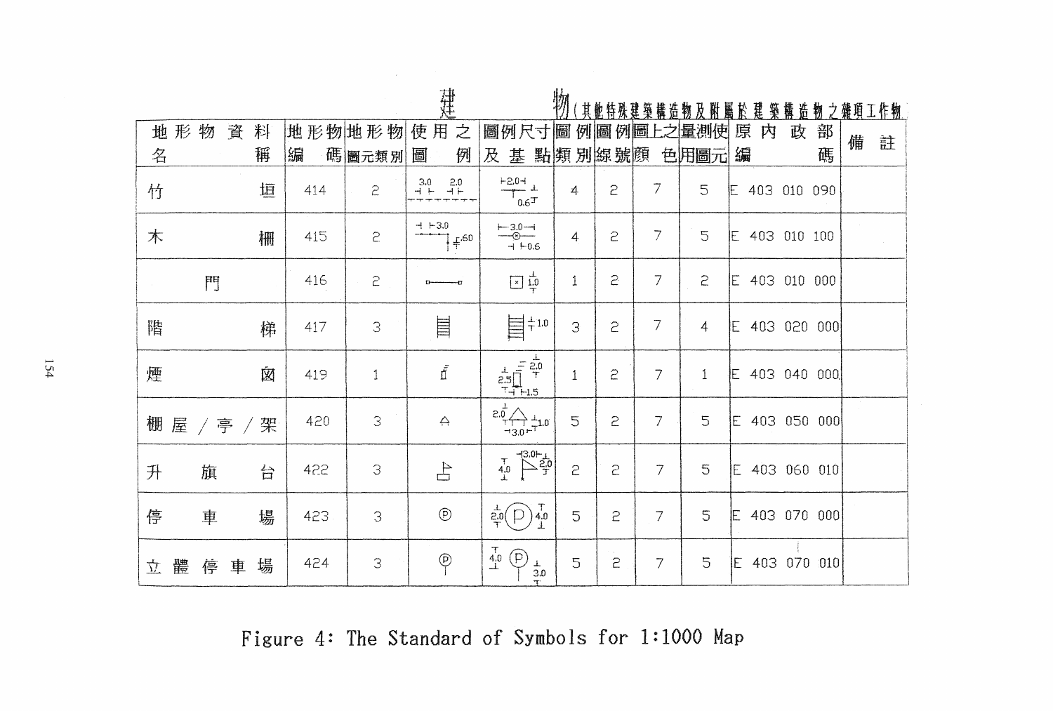# 建　　物（其他特殊建築構造物及附屬於建築構造物之雜項工作物）

| 地形物資料名稱 | 地形物編碼 | 地形物圖元類別 | 使用之圖例 | 圖例尺寸及基點 | 圖例類別 | 圖例線號 | 圖上之顏色 | 量測使用圖元 | 原內政部編碼 | 備註 |
|---|---|---|---|---|---|---|---|---|---|---|
| 竹垣 | 414 | 2 | 3.0 2.0 | 2.0 0.6 | 4 | 2 | 7 | 5 | E 403 010 090 | |
| 木柵 | 415 | 2 | 3.0 .60 | 3.0 0.6 | 4 | 2 | 7 | 5 | E 403 010 100 | |
| 門 | 416 | 2 | | 1.0 | 1 | 2 | 7 | 2 | E 403 010 000 | |
| 階梯 | 417 | 3 | | 1.0 | 3 | 2 | 7 | 4 | E 403 020 000 | |
| 煙囪 | 419 | 1 | | 2.0 2.5 1.5 | 1 | 2 | 7 | 1 | E 403 040 000 | |
| 棚屋／亭／架 | 420 | 3 | | 2.0 1.0 3.0 | 5 | 2 | 7 | 5 | E 403 050 000 | |
| 升旗台 | 422 | 3 | | 3.0 4.0 2.0 | 2 | 2 | 7 | 5 | E 403 060 010 | |
| 停車場 | 423 | 3 | Ⓟ | 2.0 P 4.0 | 5 | 2 | 7 | 5 | E 403 070 000 | |
| 立體停車場 | 424 | 3 | Ⓟ | 4.0 P 3.0 | 5 | 2 | 7 | 5 | E 403 070 010 | |

Figure 4: The Standard of Symbols for 1:1000 Map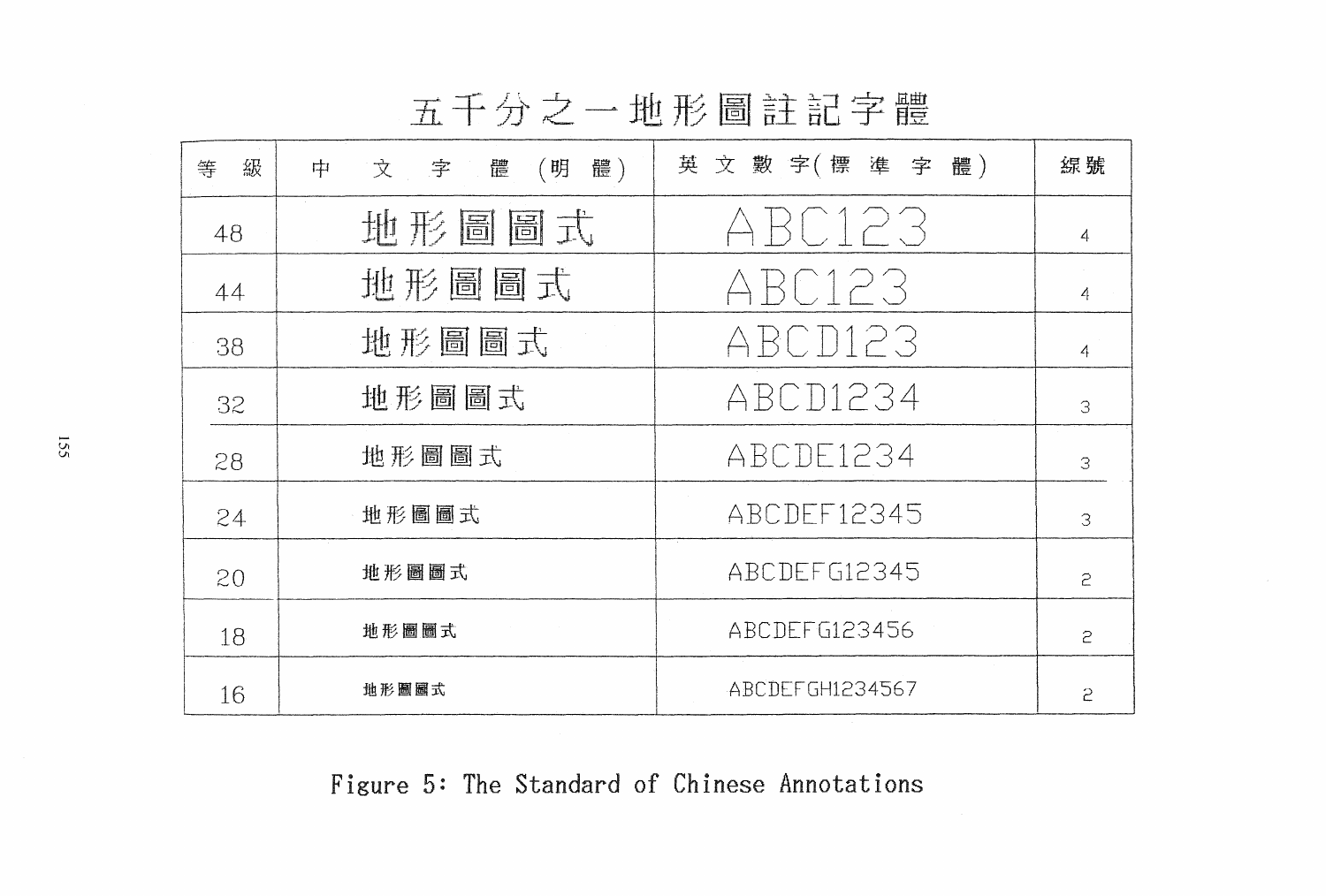# 五千分之一地形圖註記字體

| 等 級 | 中 文 字 體 (明 體) | 英 文 數 字(標 準 字 體) | 線號 |
|---|---|---|---|
| 48 | 地形圖圖式 | ABC123 | 4 |
| 44 | 地形圖圖式 | ABC123 | 4 |
| 38 | 地形圖圖式 | ABCD123 | 4 |
| 32 | 地形圖圖式 | ABCD1234 | 3 |
| 28 | 地形圖圖式 | ABCDE1234 | 3 |
| 24 | 地形圖圖式 | ABCDEF12345 | 3 |
| 20 | 地形圖圖式 | ABCDEFG12345 | 2 |
| 18 | 地形圖圖式 | ABCDEFG123456 | 2 |
| 16 | 地形圖圖式 | ABCDEFGH1234567 | 2 |

Figure 5: The Standard of Chinese Annotations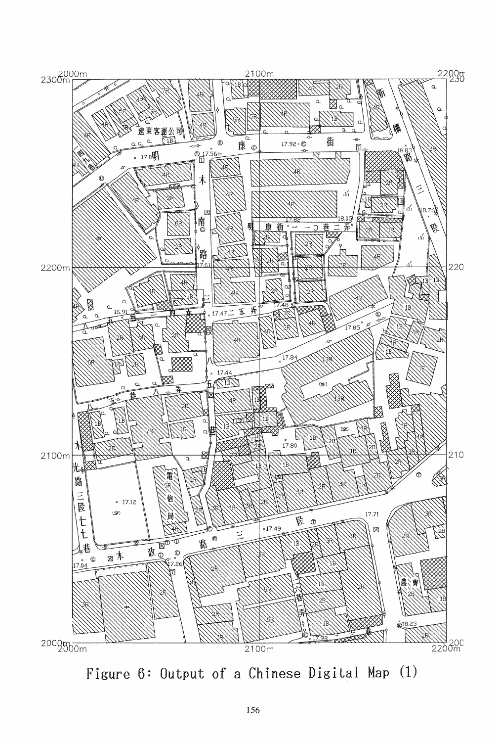Figure 6: Output of a Chinese Digital Map (1)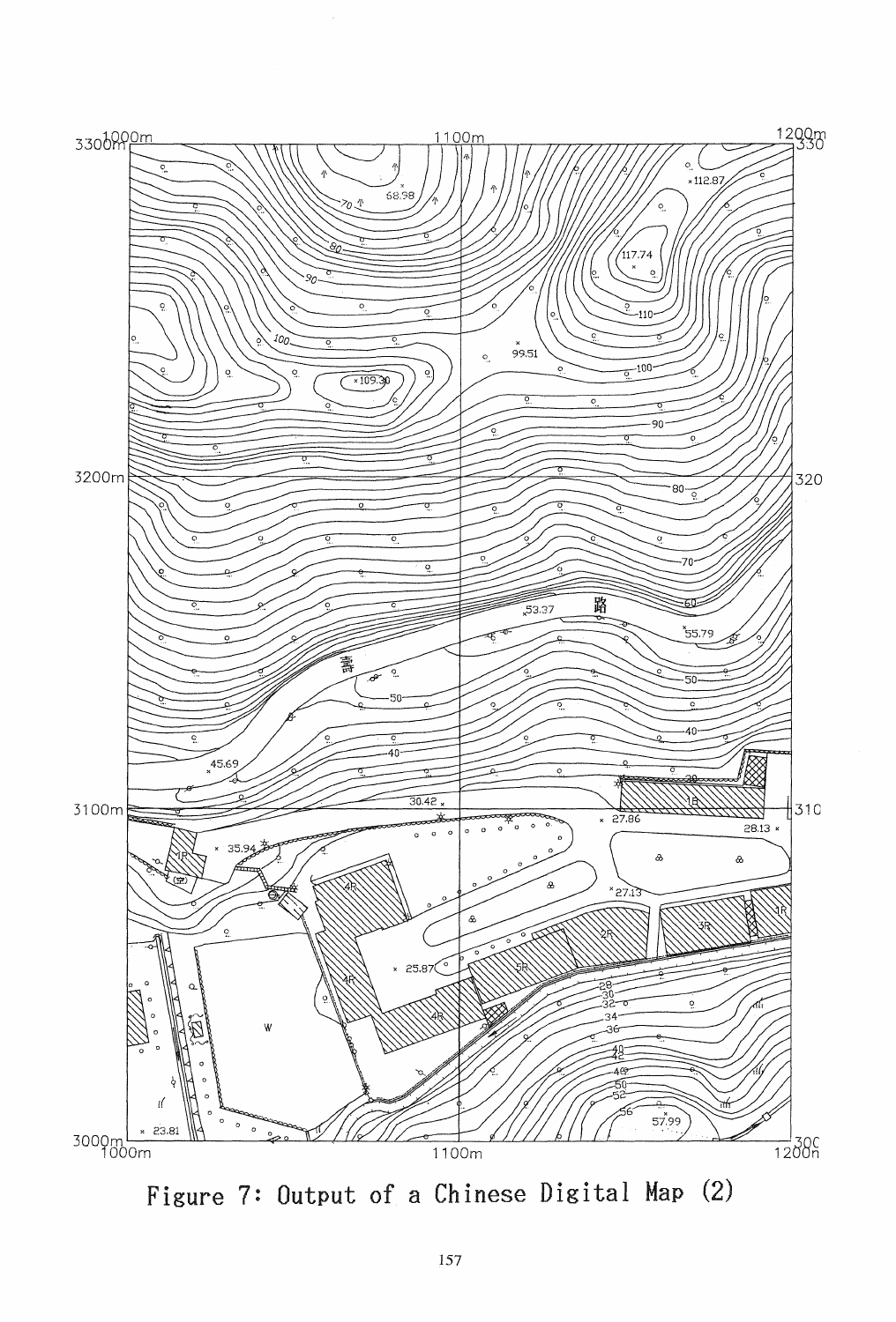Figure 7: Output of a Chinese Digital Map (2)